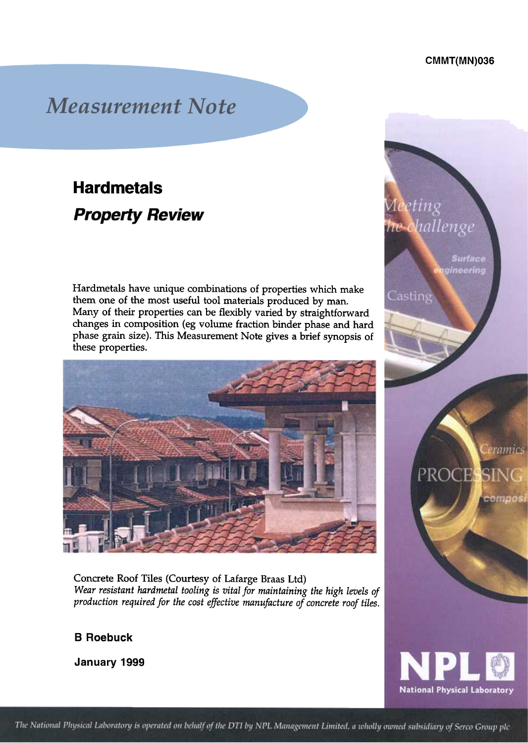CMMT(MN)036

# Measurement Note

## Hardmetals

### *Property Review*

Hardmetals have unique combinations of properties which make them one of the most useful tool materials produced by man. Many of their properties can be flexibly varied by straightforward changes in composition (eg volume fraction binder phase and hard phase grain size). This Measurement Note gives a brief synopsis of these properties.

Concrete Roof Tiles (Courtesy of Lafarge Braas Ltd)
*Wear resistant hardmetal tooling is vital for maintaining the high levels of production required for the cost effective manufacture of concrete roof tiles.*

**B Roebuck**

**January 1999**

*The National Physical Laboratory is operated on behalf of the DTI by NPL Management Limited, a wholly owned subsidiary of Serco Group plc*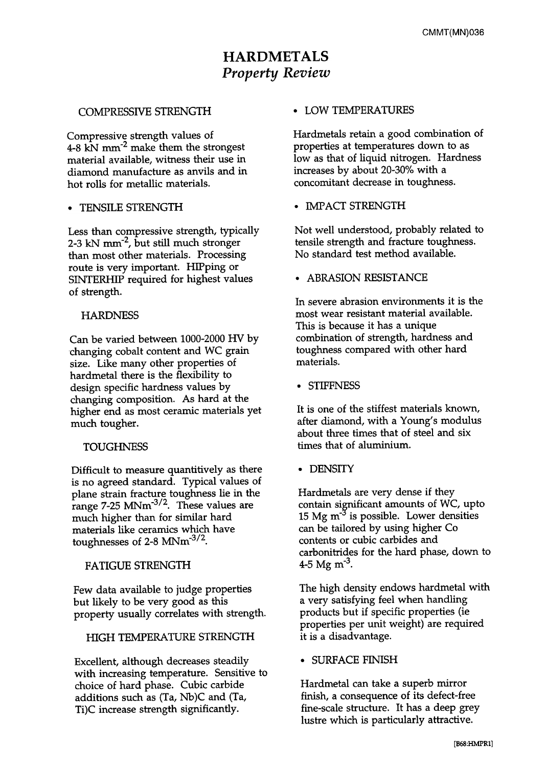# HARDMETALS

## *Property Review*

### COMPRESSIVE STRENGTH

Compressive strength values of 4-8 kN $mm^{-2}$ make them the strongest material available, witness their use in diamond manufacture as anvils and in hot rolls for metallic materials.

### • TENSILE STRENGTH

Less than compressive strength, typically 2-3 kN $mm^{-2}$, but still much stronger than most other materials. Processing route is very important. HIPping or SINTERHIP required for highest values of strength.

### HARDNESS

Can be varied between 1000-2000 HV by changing cobalt content and WC grain size. Like many other properties of hardmetal there is the flexibility to design specific hardness values by changing composition. As hard at the higher end as most ceramic materials yet much tougher.

### TOUGHNESS

Difficult to measure quantitively as there is no agreed standard. Typical values of plane strain fracture toughness lie in the range 7-25 $MNm^{-3/2}$. These values are much higher than for similar hard materials like ceramics which have toughnesses of 2-8 $MNm^{-3/2}$.

### FATIGUE STRENGTH

Few data available to judge properties but likely to be very good as this property usually correlates with strength.

### HIGH TEMPERATURE STRENGTH

Excellent, although decreases steadily with increasing temperature. Sensitive to choice of hard phase. Cubic carbide additions such as (Ta, Nb)C and (Ta, Ti)C increase strength significantly.

### • LOW TEMPERATURES

Hardmetals retain a good combination of properties at temperatures down to as low as that of liquid nitrogen. Hardness increases by about 20-30% with a concomitant decrease in toughness.

### • IMPACT STRENGTH

Not well understood, probably related to tensile strength and fracture toughness. No standard test method available.

### • ABRASION RESISTANCE

In severe abrasion environments it is the most wear resistant material available. This is because it has a unique combination of strength, hardness and toughness compared with other hard materials.

### • STIFFNESS

It is one of the stiffest materials known, after diamond, with a Young's modulus about three times that of steel and six times that of aluminium.

### • DENSITY

Hardmetals are very dense if they contain significant amounts of WC, upto 15 Mg $m^{-3}$ is possible. Lower densities can be tailored by using higher Co contents or cubic carbides and carbonitrides for the hard phase, down to 4-5 Mg $m^{-3}$.

The high density endows hardmetal with a very satisfying feel when handling products but if specific properties (ie properties per unit weight) are required it is a disadvantage.

### • SURFACE FINISH

Hardmetal can take a superb mirror finish, a consequence of its defect-free fine-scale structure. It has a deep grey lustre which is particularly attractive.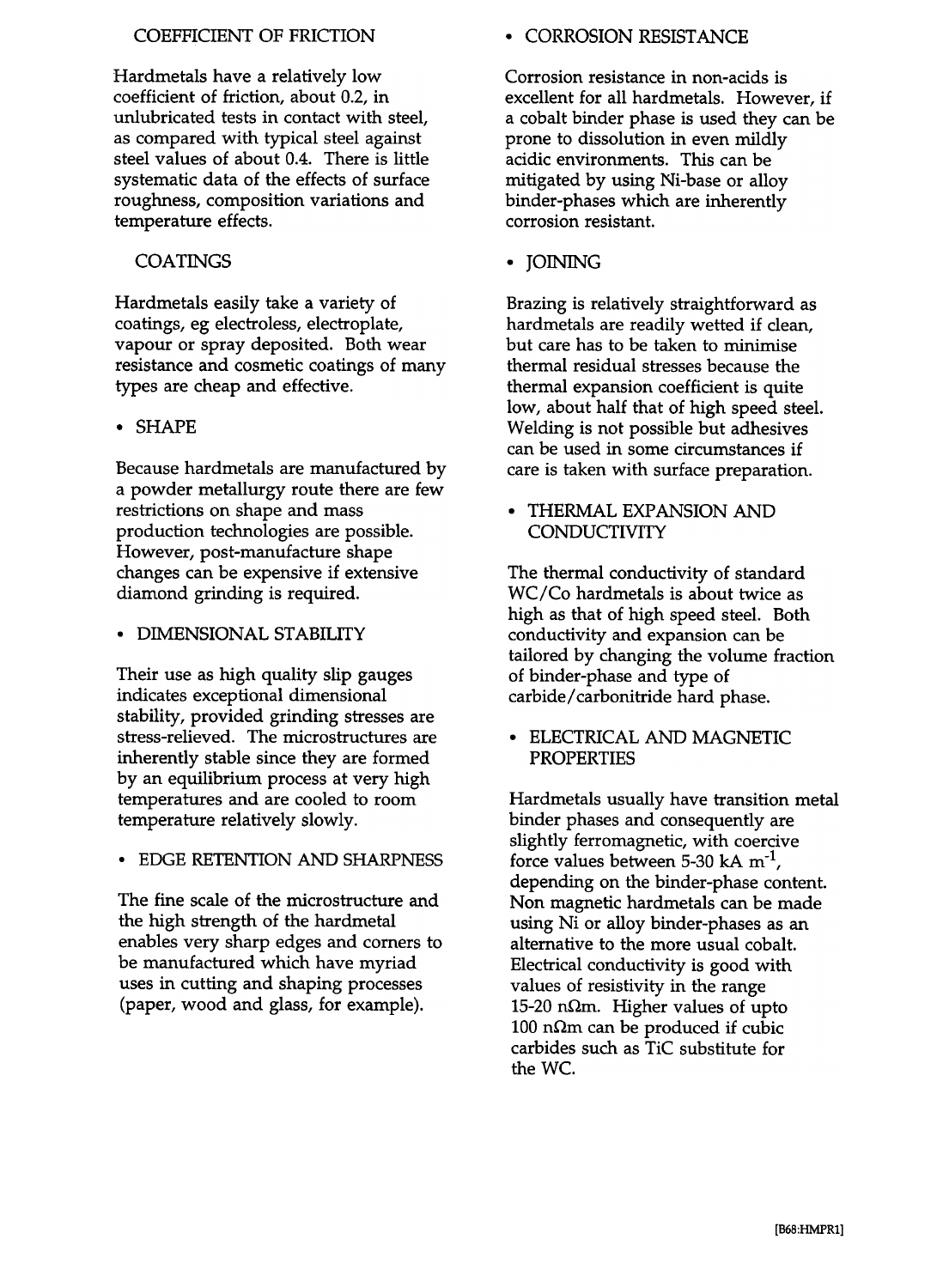## COEFFICIENT OF FRICTION

Hardmetals have a relatively low coefficient of friction, about 0.2, in unlubricated tests in contact with steel, as compared with typical steel against steel values of about 0.4. There is little systematic data of the effects of surface roughness, composition variations and temperature effects.

## COATINGS

Hardmetals easily take a variety of coatings, eg electroless, electroplate, vapour or spray deposited. Both wear resistance and cosmetic coatings of many types are cheap and effective.

- SHAPE

Because hardmetals are manufactured by a powder metallurgy route there are few restrictions on shape and mass production technologies are possible. However, post-manufacture shape changes can be expensive if extensive diamond grinding is required.

- DIMENSIONAL STABILITY

Their use as high quality slip gauges indicates exceptional dimensional stability, provided grinding stresses are stress-relieved. The microstructures are inherently stable since they are formed by an equilibrium process at very high temperatures and are cooled to room temperature relatively slowly.

- EDGE RETENTION AND SHARPNESS

The fine scale of the microstructure and the high strength of the hardmetal enables very sharp edges and corners to be manufactured which have myriad uses in cutting and shaping processes (paper, wood and glass, for example).

- CORROSION RESISTANCE

Corrosion resistance in non-acids is excellent for all hardmetals. However, if a cobalt binder phase is used they can be prone to dissolution in even mildly acidic environments. This can be mitigated by using Ni-base or alloy binder-phases which are inherently corrosion resistant.

- JOINING

Brazing is relatively straightforward as hardmetals are readily wetted if clean, but care has to be taken to minimise thermal residual stresses because the thermal expansion coefficient is quite low, about half that of high speed steel. Welding is not possible but adhesives can be used in some circumstances if care is taken with surface preparation.

- THERMAL EXPANSION AND CONDUCTIVITY

The thermal conductivity of standard WC/Co hardmetals is about twice as high as that of high speed steel. Both conductivity and expansion can be tailored by changing the volume fraction of binder-phase and type of carbide/carbonitride hard phase.

- ELECTRICAL AND MAGNETIC PROPERTIES

Hardmetals usually have transition metal binder phases and consequently are slightly ferromagnetic, with coercive force values between 5-30 kA $m^{-1}$, depending on the binder-phase content. Non magnetic hardmetals can be made using Ni or alloy binder-phases as an alternative to the more usual cobalt. Electrical conductivity is good with values of resistivity in the range 15-20 n$\Omega$m. Higher values of upto 100 n$\Omega$m can be produced if cubic carbides such as TiC substitute for the WC.

[B68:HMPR1]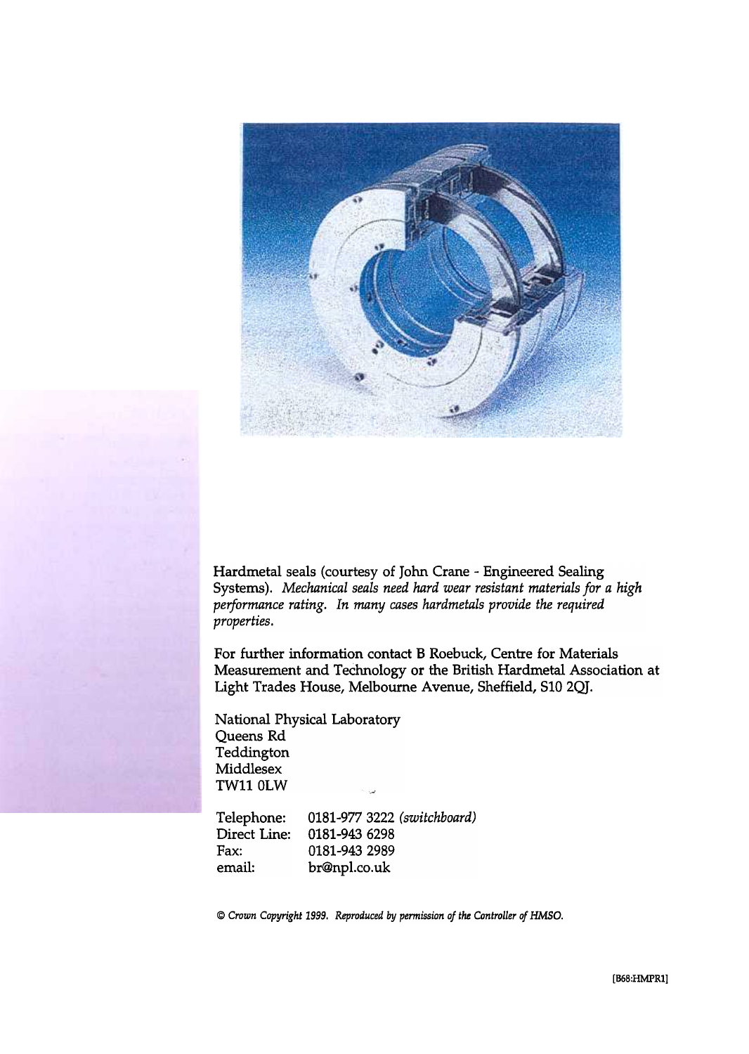Hardmetal seals (courtesy of John Crane - Engineered Sealing Systems). *Mechanical seals need hard wear resistant materials for a high performance rating. In many cases hardmetals provide the required properties.*

For further information contact B Roebuck, Centre for Materials Measurement and Technology or the British Hardmetal Association at Light Trades House, Melbourne Avenue, Sheffield, S10 2QJ.

National Physical Laboratory
Queens Rd
Teddington
Middlesex
TW11 0LW

| | |
|---|---|
| Telephone: | 0181-977 3222 *(switchboard)* |
| Direct Line: | 0181-943 6298 |
| Fax: | 0181-943 2989 |
| email: | br@npl.co.uk |

*© Crown Copyright 1999. Reproduced by permission of the Controller of HMSO.*

[B68:HMPR1]